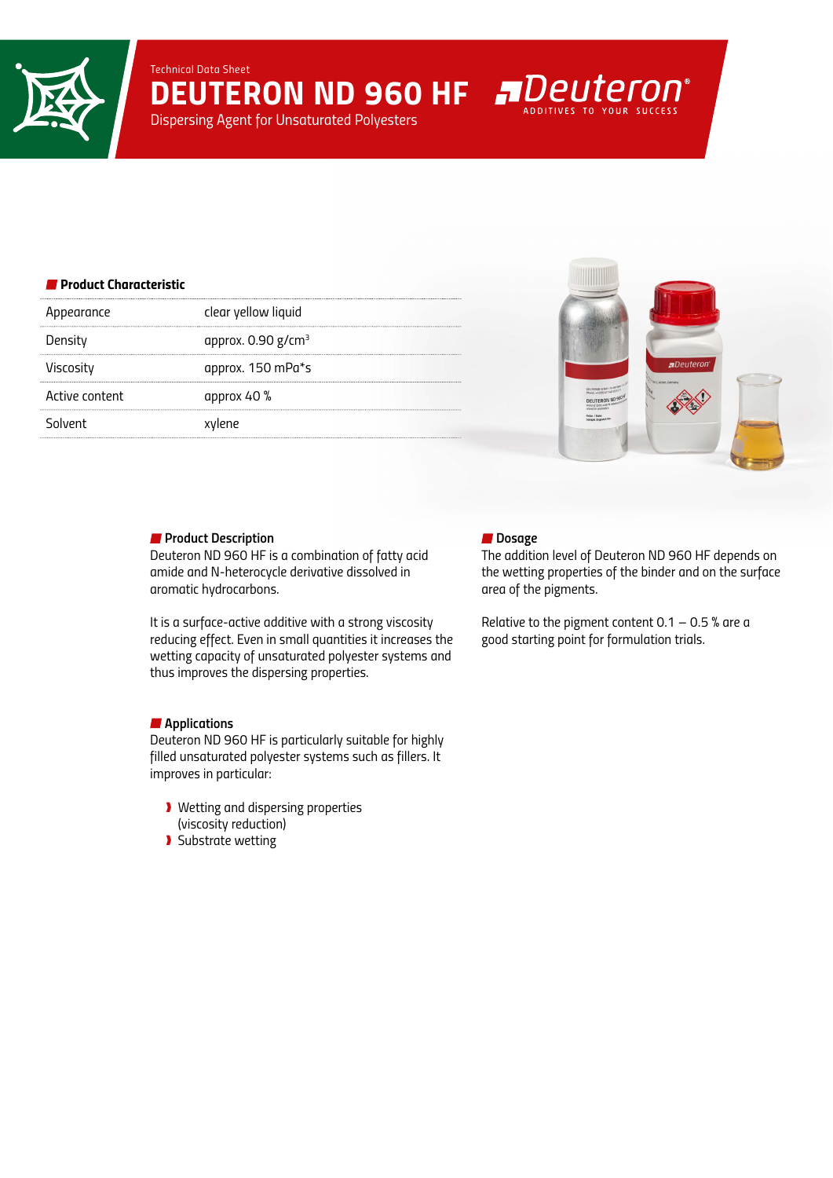Technical Data Sheet

# DEUTERON ND 960 HF

Dispersing Agent for Unsaturated Polyesters

Deuteron® ADDITIVES TO YOUR SUCCESS

## Product Characteristic

| Appearance | clear yellow liquid |
|---|---|
| Density | approx. 0.90 g/cm³ |
| Viscosity | approx. 150 mPa*s |
| Active content | approx 40 % |
| Solvent | xylene |

## Product Description

Deuteron ND 960 HF is a combination of fatty acid amide and N-heterocycle derivative dissolved in aromatic hydrocarbons.

It is a surface-active additive with a strong viscosity reducing effect. Even in small quantities it increases the wetting capacity of unsaturated polyester systems and thus improves the dispersing properties.

## Applications

Deuteron ND 960 HF is particularly suitable for highly filled unsaturated polyester systems such as fillers. It improves in particular:

- Wetting and dispersing properties (viscosity reduction)
- Substrate wetting

## Dosage

The addition level of Deuteron ND 960 HF depends on the wetting properties of the binder and on the surface area of the pigments.

Relative to the pigment content 0.1 – 0.5 % are a good starting point for formulation trials.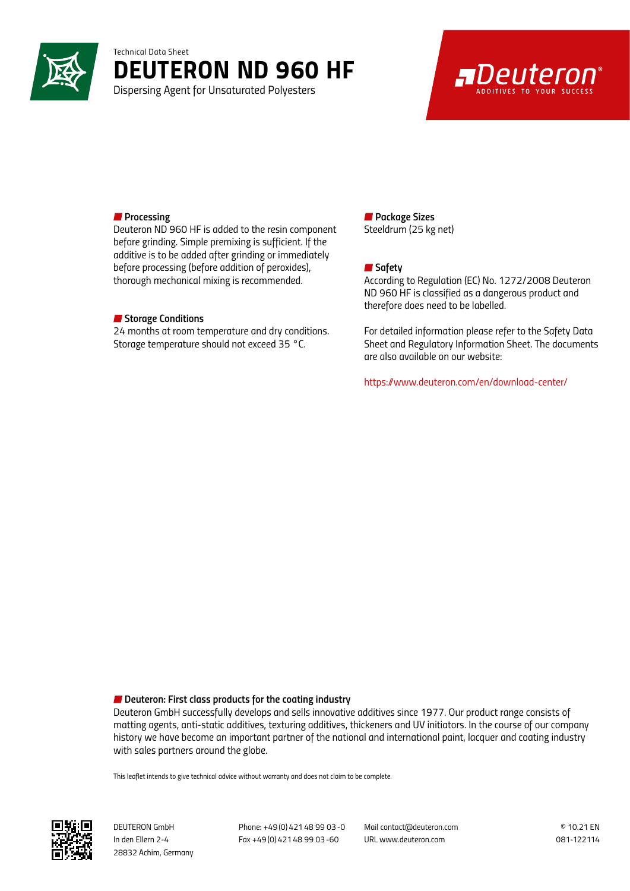Technical Data Sheet

# DEUTERON ND 960 HF

Dispersing Agent for Unsaturated Polyesters

### Processing

Deuteron ND 960 HF is added to the resin component before grinding. Simple premixing is sufficient. If the additive is to be added after grinding or immediately before processing (before addition of peroxides), thorough mechanical mixing is recommended.

### Storage Conditions

24 months at room temperature and dry conditions. Storage temperature should not exceed 35 °C.

### Package Sizes

Steeldrum (25 kg net)

### Safety

According to Regulation (EC) No. 1272/2008 Deuteron ND 960 HF is classified as a dangerous product and therefore does need to be labelled.

For detailed information please refer to the Safety Data Sheet and Regulatory Information Sheet. The documents are also available on our website:

https://www.deuteron.com/en/download-center/

### Deuteron: First class products for the coating industry

Deuteron GmbH successfully develops and sells innovative additives since 1977. Our product range consists of matting agents, anti-static additives, texturing additives, thickeners and UV initiators. In the course of our company history we have become an important partner of the national and international paint, lacquer and coating industry with sales partners around the globe.

This leaflet intends to give technical advice without warranty and does not claim to be complete.

DEUTERON GmbH
In den Ellern 2-4
28832 Achim, Germany

Phone: +49 (0) 421 48 99 03 -0
Fax +49 (0) 421 48 99 03 -60

Mail contact@deuteron.com
URL www.deuteron.com

© 10.21 EN
081-122114